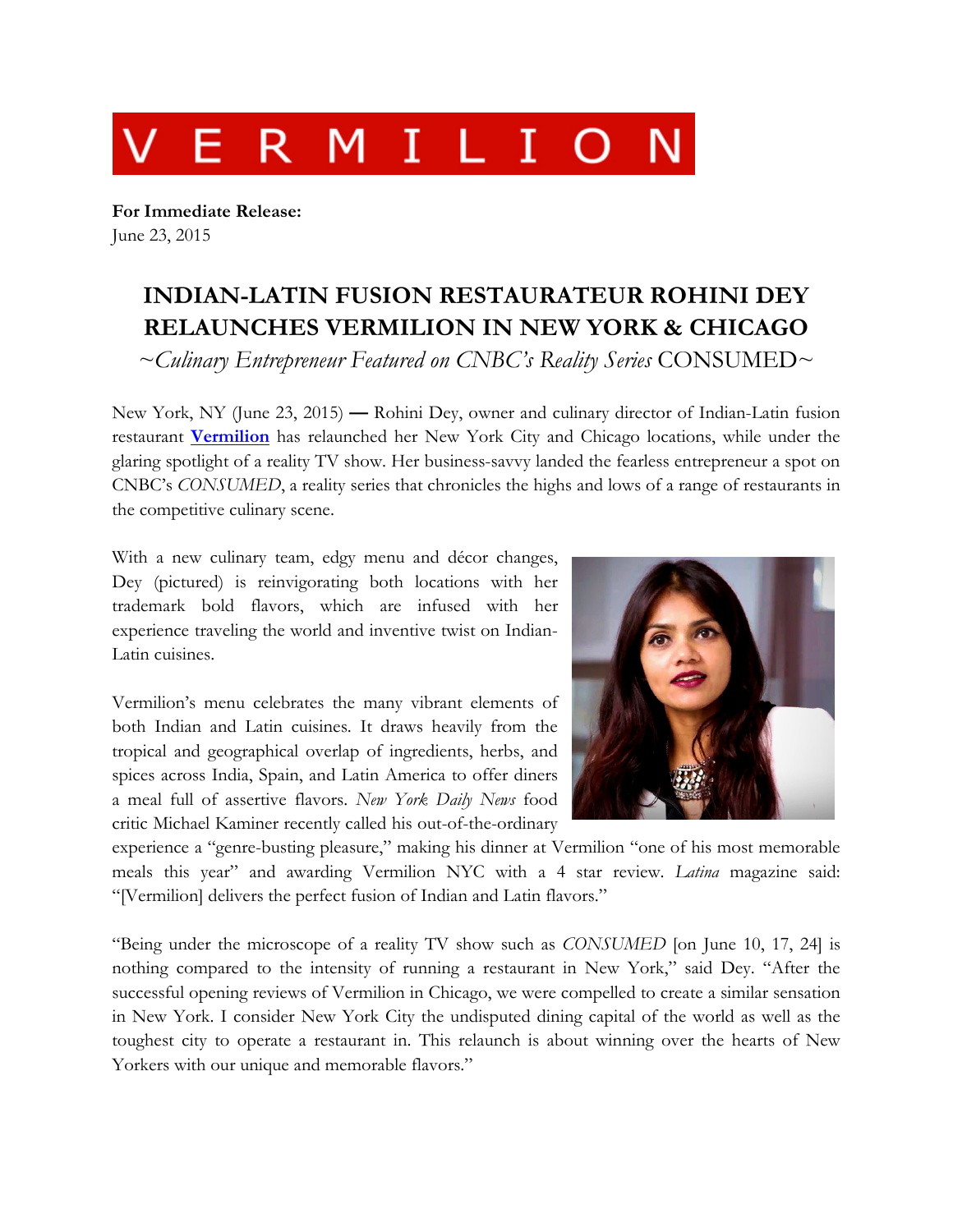# VERMILION

**For Immediate Release:**
June 23, 2015

## INDIAN-LATIN FUSION RESTAURATEUR ROHINI DEY RELAUNCHES VERMILION IN NEW YORK & CHICAGO

*~Culinary Entrepreneur Featured on CNBC's Reality Series* CONSUMED~

New York, NY (June 23, 2015) — Rohini Dey, owner and culinary director of Indian-Latin fusion restaurant **Vermilion** has relaunched her New York City and Chicago locations, while under the glaring spotlight of a reality TV show. Her business-savvy landed the fearless entrepreneur a spot on CNBC's *CONSUMED*, a reality series that chronicles the highs and lows of a range of restaurants in the competitive culinary scene.

With a new culinary team, edgy menu and décor changes, Dey (pictured) is reinvigorating both locations with her trademark bold flavors, which are infused with her experience traveling the world and inventive twist on Indian-Latin cuisines.

Vermilion's menu celebrates the many vibrant elements of both Indian and Latin cuisines. It draws heavily from the tropical and geographical overlap of ingredients, herbs, and spices across India, Spain, and Latin America to offer diners a meal full of assertive flavors. *New York Daily News* food critic Michael Kaminer recently called his out-of-the-ordinary experience a "genre-busting pleasure," making his dinner at Vermilion "one of his most memorable meals this year" and awarding Vermilion NYC with a 4 star review. *Latina* magazine said: "[Vermilion] delivers the perfect fusion of Indian and Latin flavors."

"Being under the microscope of a reality TV show such as *CONSUMED* [on June 10, 17, 24] is nothing compared to the intensity of running a restaurant in New York," said Dey. "After the successful opening reviews of Vermilion in Chicago, we were compelled to create a similar sensation in New York. I consider New York City the undisputed dining capital of the world as well as the toughest city to operate a restaurant in. This relaunch is about winning over the hearts of New Yorkers with our unique and memorable flavors."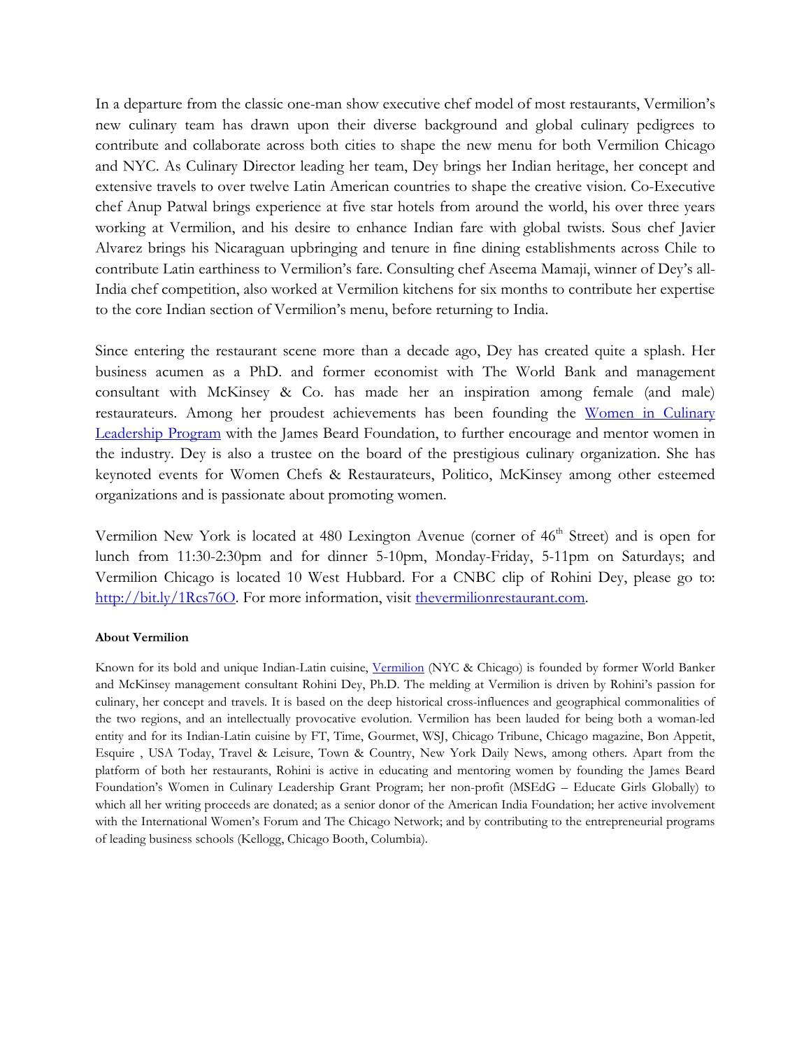In a departure from the classic one-man show executive chef model of most restaurants, Vermilion's new culinary team has drawn upon their diverse background and global culinary pedigrees to contribute and collaborate across both cities to shape the new menu for both Vermilion Chicago and NYC. As Culinary Director leading her team, Dey brings her Indian heritage, her concept and extensive travels to over twelve Latin American countries to shape the creative vision. Co-Executive chef Anup Patwal brings experience at five star hotels from around the world, his over three years working at Vermilion, and his desire to enhance Indian fare with global twists. Sous chef Javier Alvarez brings his Nicaraguan upbringing and tenure in fine dining establishments across Chile to contribute Latin earthiness to Vermilion's fare. Consulting chef Aseema Mamaji, winner of Dey's all-India chef competition, also worked at Vermilion kitchens for six months to contribute her expertise to the core Indian section of Vermilion's menu, before returning to India.

Since entering the restaurant scene more than a decade ago, Dey has created quite a splash. Her business acumen as a PhD. and former economist with The World Bank and management consultant with McKinsey & Co. has made her an inspiration among female (and male) restaurateurs. Among her proudest achievements has been founding the Women in Culinary Leadership Program with the James Beard Foundation, to further encourage and mentor women in the industry. Dey is also a trustee on the board of the prestigious culinary organization. She has keynoted events for Women Chefs & Restaurateurs, Politico, McKinsey among other esteemed organizations and is passionate about promoting women.

Vermilion New York is located at 480 Lexington Avenue (corner of 46th Street) and is open for lunch from 11:30-2:30pm and for dinner 5-10pm, Monday-Friday, 5-11pm on Saturdays; and Vermilion Chicago is located 10 West Hubbard. For a CNBC clip of Rohini Dey, please go to: http://bit.ly/1Rcs76O. For more information, visit thevermilionrestaurant.com.

**About Vermilion**

Known for its bold and unique Indian-Latin cuisine, Vermilion (NYC & Chicago) is founded by former World Banker and McKinsey management consultant Rohini Dey, Ph.D. The melding at Vermilion is driven by Rohini's passion for culinary, her concept and travels. It is based on the deep historical cross-influences and geographical commonalities of the two regions, and an intellectually provocative evolution. Vermilion has been lauded for being both a woman-led entity and for its Indian-Latin cuisine by FT, Time, Gourmet, WSJ, Chicago Tribune, Chicago magazine, Bon Appetit, Esquire , USA Today, Travel & Leisure, Town & Country, New York Daily News, among others. Apart from the platform of both her restaurants, Rohini is active in educating and mentoring women by founding the James Beard Foundation's Women in Culinary Leadership Grant Program; her non-profit (MSEdG – Educate Girls Globally) to which all her writing proceeds are donated; as a senior donor of the American India Foundation; her active involvement with the International Women's Forum and The Chicago Network; and by contributing to the entrepreneurial programs of leading business schools (Kellogg, Chicago Booth, Columbia).